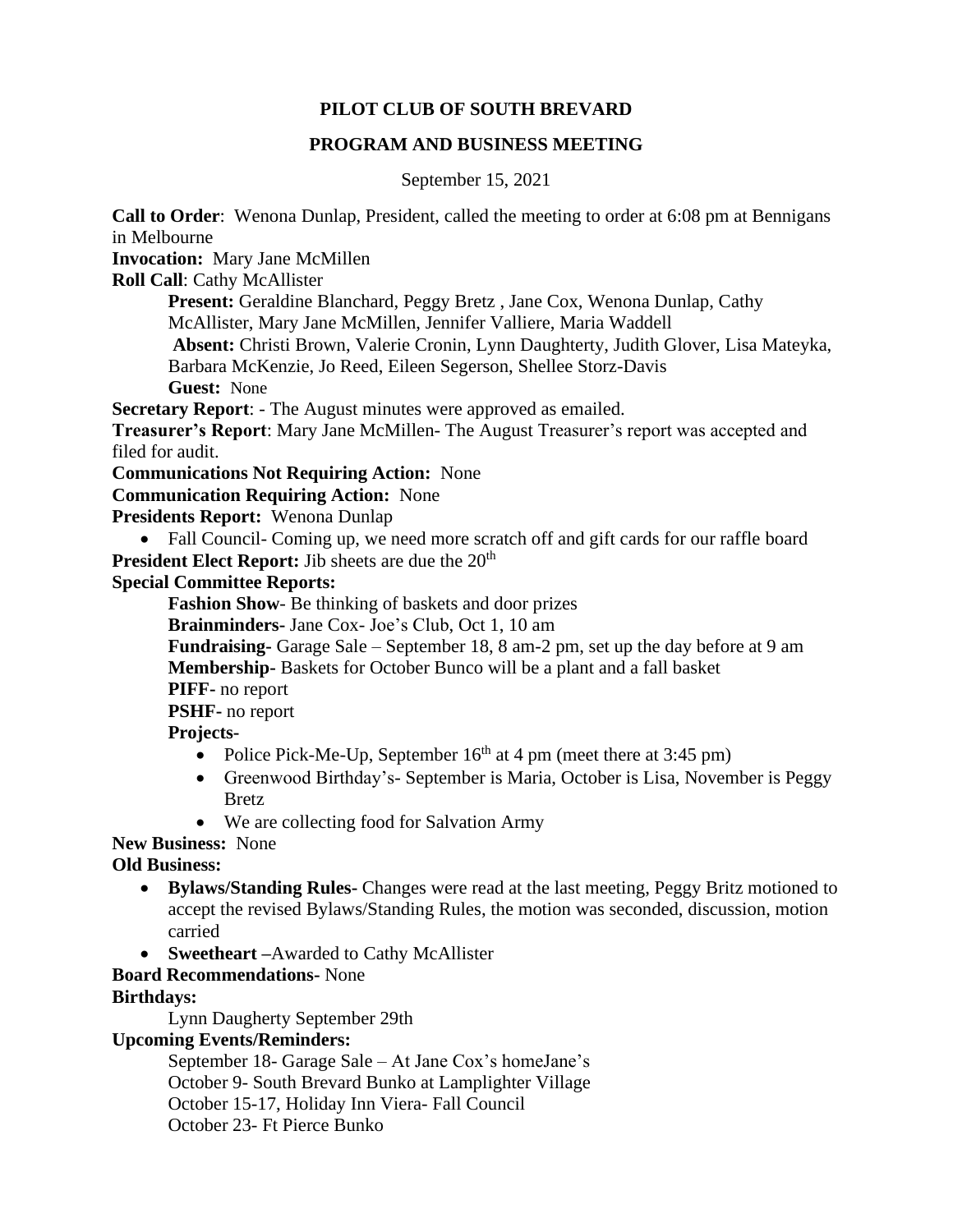# PILOT CLUB OF SOUTH BREVARD

## PROGRAM AND BUSINESS MEETING

September 15, 2021

**Call to Order**: Wenona Dunlap, President, called the meeting to order at 6:08 pm at Bennigans in Melbourne

**Invocation:** Mary Jane McMillen

**Roll Call**: Cathy McAllister

**Present:** Geraldine Blanchard, Peggy Bretz , Jane Cox, Wenona Dunlap, Cathy McAllister, Mary Jane McMillen, Jennifer Valliere, Maria Waddell

**Absent:** Christi Brown, Valerie Cronin, Lynn Daughterty, Judith Glover, Lisa Mateyka, Barbara McKenzie, Jo Reed, Eileen Segerson, Shellee Storz-Davis

**Guest:** None

**Secretary Report**: - The August minutes were approved as emailed.

**Treasurer's Report**: Mary Jane McMillen- The August Treasurer's report was accepted and filed for audit.

**Communications Not Requiring Action:** None

**Communication Requiring Action:** None

**Presidents Report:** Wenona Dunlap

- Fall Council- Coming up, we need more scratch off and gift cards for our raffle board

**President Elect Report:** Jib sheets are due the 20th

**Special Committee Reports:**

**Fashion Show**- Be thinking of baskets and door prizes

**Brainminders-** Jane Cox- Joe's Club, Oct 1, 10 am

**Fundraising-** Garage Sale – September 18, 8 am-2 pm, set up the day before at 9 am

**Membership-** Baskets for October Bunco will be a plant and a fall basket

**PIFF-** no report

**PSHF-** no report

**Projects-**

- Police Pick-Me-Up, September 16th at 4 pm (meet there at 3:45 pm)
- Greenwood Birthday's- September is Maria, October is Lisa, November is Peggy Bretz
- We are collecting food for Salvation Army

**New Business:** None

**Old Business:**

- **Bylaws/Standing Rules-** Changes were read at the last meeting, Peggy Britz motioned to accept the revised Bylaws/Standing Rules, the motion was seconded, discussion, motion carried
- **Sweetheart** –Awarded to Cathy McAllister

**Board Recommendations-** None

**Birthdays:**

Lynn Daugherty September 29th

**Upcoming Events/Reminders:**

September 18- Garage Sale – At Jane Cox's homeJane's

October 9- South Brevard Bunko at Lamplighter Village

October 15-17, Holiday Inn Viera- Fall Council

October 23- Ft Pierce Bunko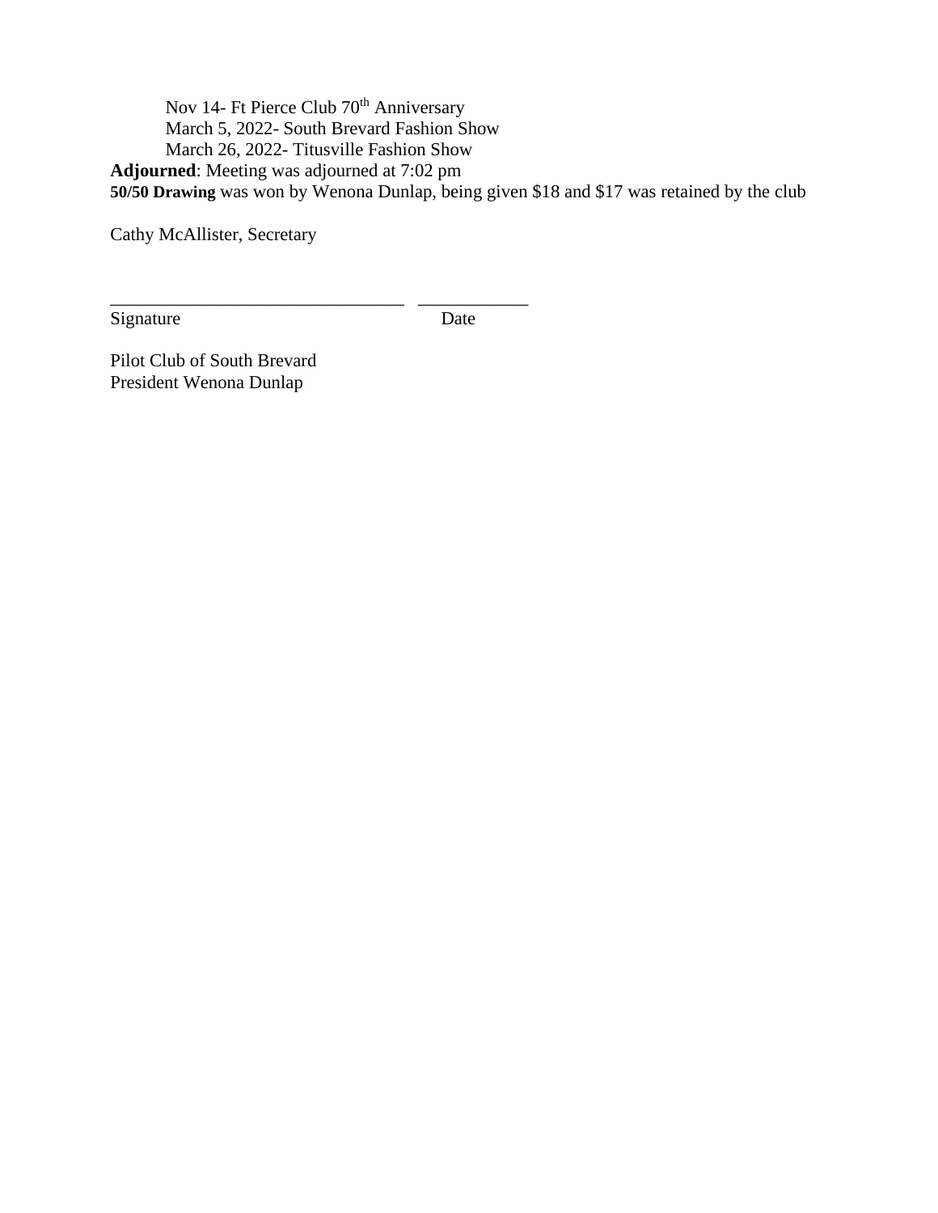Nov 14- Ft Pierce Club 70th Anniversary
March 5, 2022- South Brevard Fashion Show
March 26, 2022- Titusville Fashion Show

**Adjourned**: Meeting was adjourned at 7:02 pm

**50/50 Drawing** was won by Wenona Dunlap, being given $18 and $17 was retained by the club

Cathy McAllister, Secretary

\_\_\_\_\_\_\_\_\_\_\_\_\_\_\_\_\_\_\_\_\_\_\_\_\_\_\_\_\_\_\_\_ \_\_\_\_\_\_\_\_\_\_\_\_

Signature Date

Pilot Club of South Brevard
President Wenona Dunlap